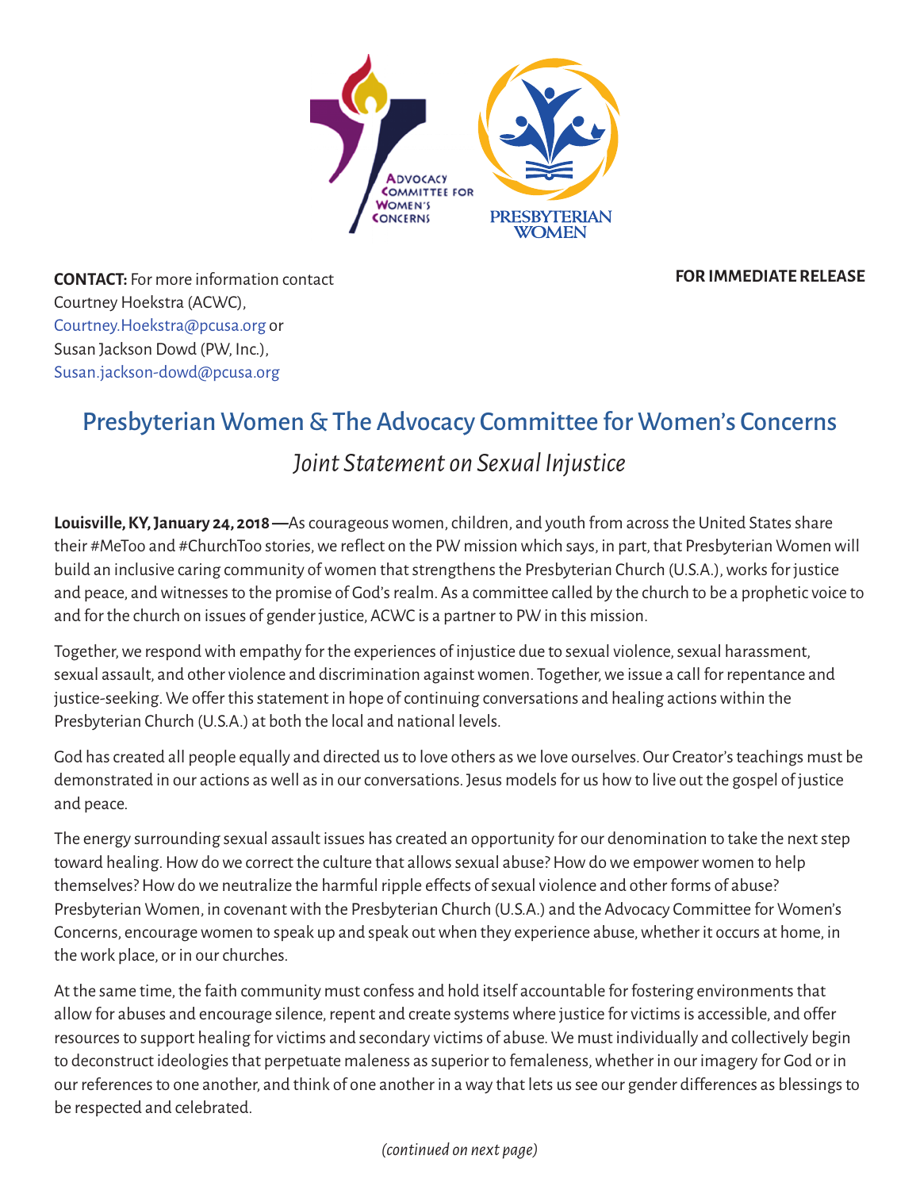**CONTACT:** For more information contact Courtney Hoekstra (ACWC), Courtney.Hoekstra@pcusa.org or Susan Jackson Dowd (PW, Inc.), Susan.jackson-dowd@pcusa.org

**FOR IMMEDIATE RELEASE**

# Presbyterian Women & The Advocacy Committee for Women's Concerns

## *Joint Statement on Sexual Injustice*

**Louisville, KY, January 24, 2018 —**As courageous women, children, and youth from across the United States share their #MeToo and #ChurchToo stories, we reflect on the PW mission which says, in part, that Presbyterian Women will build an inclusive caring community of women that strengthens the Presbyterian Church (U.S.A.), works for justice and peace, and witnesses to the promise of God's realm. As a committee called by the church to be a prophetic voice to and for the church on issues of gender justice, ACWC is a partner to PW in this mission.

Together, we respond with empathy for the experiences of injustice due to sexual violence, sexual harassment, sexual assault, and other violence and discrimination against women. Together, we issue a call for repentance and justice-seeking. We offer this statement in hope of continuing conversations and healing actions within the Presbyterian Church (U.S.A.) at both the local and national levels.

God has created all people equally and directed us to love others as we love ourselves. Our Creator's teachings must be demonstrated in our actions as well as in our conversations. Jesus models for us how to live out the gospel of justice and peace.

The energy surrounding sexual assault issues has created an opportunity for our denomination to take the next step toward healing. How do we correct the culture that allows sexual abuse? How do we empower women to help themselves? How do we neutralize the harmful ripple effects of sexual violence and other forms of abuse? Presbyterian Women, in covenant with the Presbyterian Church (U.S.A.) and the Advocacy Committee for Women's Concerns, encourage women to speak up and speak out when they experience abuse, whether it occurs at home, in the work place, or in our churches.

At the same time, the faith community must confess and hold itself accountable for fostering environments that allow for abuses and encourage silence, repent and create systems where justice for victims is accessible, and offer resources to support healing for victims and secondary victims of abuse. We must individually and collectively begin to deconstruct ideologies that perpetuate maleness as superior to femaleness, whether in our imagery for God or in our references to one another, and think of one another in a way that lets us see our gender differences as blessings to be respected and celebrated.

*(continued on next page)*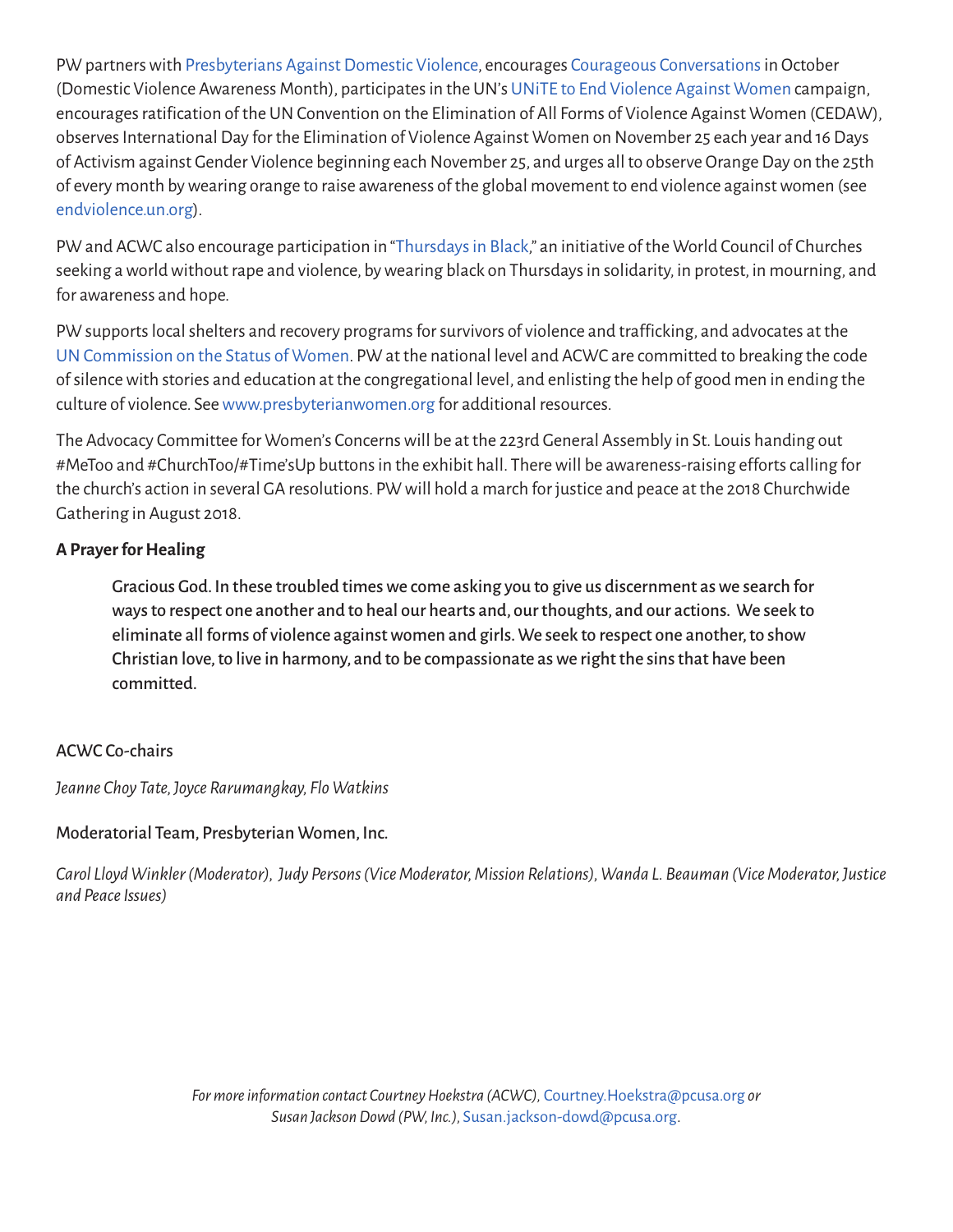PW partners with Presbyterians Against Domestic Violence, encourages Courageous Conversations in October (Domestic Violence Awareness Month), participates in the UN's UNiTE to End Violence Against Women campaign, encourages ratification of the UN Convention on the Elimination of All Forms of Violence Against Women (CEDAW), observes International Day for the Elimination of Violence Against Women on November 25 each year and 16 Days of Activism against Gender Violence beginning each November 25, and urges all to observe Orange Day on the 25th of every month by wearing orange to raise awareness of the global movement to end violence against women (see endviolence.un.org).

PW and ACWC also encourage participation in "Thursdays in Black," an initiative of the World Council of Churches seeking a world without rape and violence, by wearing black on Thursdays in solidarity, in protest, in mourning, and for awareness and hope.

PW supports local shelters and recovery programs for survivors of violence and trafficking, and advocates at the UN Commission on the Status of Women. PW at the national level and ACWC are committed to breaking the code of silence with stories and education at the congregational level, and enlisting the help of good men in ending the culture of violence. See www.presbyterianwomen.org for additional resources.

The Advocacy Committee for Women's Concerns will be at the 223rd General Assembly in St. Louis handing out #MeToo and #ChurchToo/#Time'sUp buttons in the exhibit hall. There will be awareness-raising efforts calling for the church's action in several GA resolutions. PW will hold a march for justice and peace at the 2018 Churchwide Gathering in August 2018.

**A Prayer for Healing**

> Gracious God. In these troubled times we come asking you to give us discernment as we search for ways to respect one another and to heal our hearts and, our thoughts, and our actions. We seek to eliminate all forms of violence against women and girls. We seek to respect one another, to show Christian love, to live in harmony, and to be compassionate as we right the sins that have been committed.

ACWC Co-chairs

*Jeanne Choy Tate, Joyce Rarumangkay, Flo Watkins*

Moderatorial Team, Presbyterian Women, Inc.

*Carol Lloyd Winkler (Moderator), Judy Persons (Vice Moderator, Mission Relations), Wanda L. Beauman (Vice Moderator, Justice and Peace Issues)*

*For more information contact Courtney Hoekstra (ACWC),* Courtney.Hoekstra@pcusa.org *or Susan Jackson Dowd (PW, Inc.),* Susan.jackson-dowd@pcusa.org.